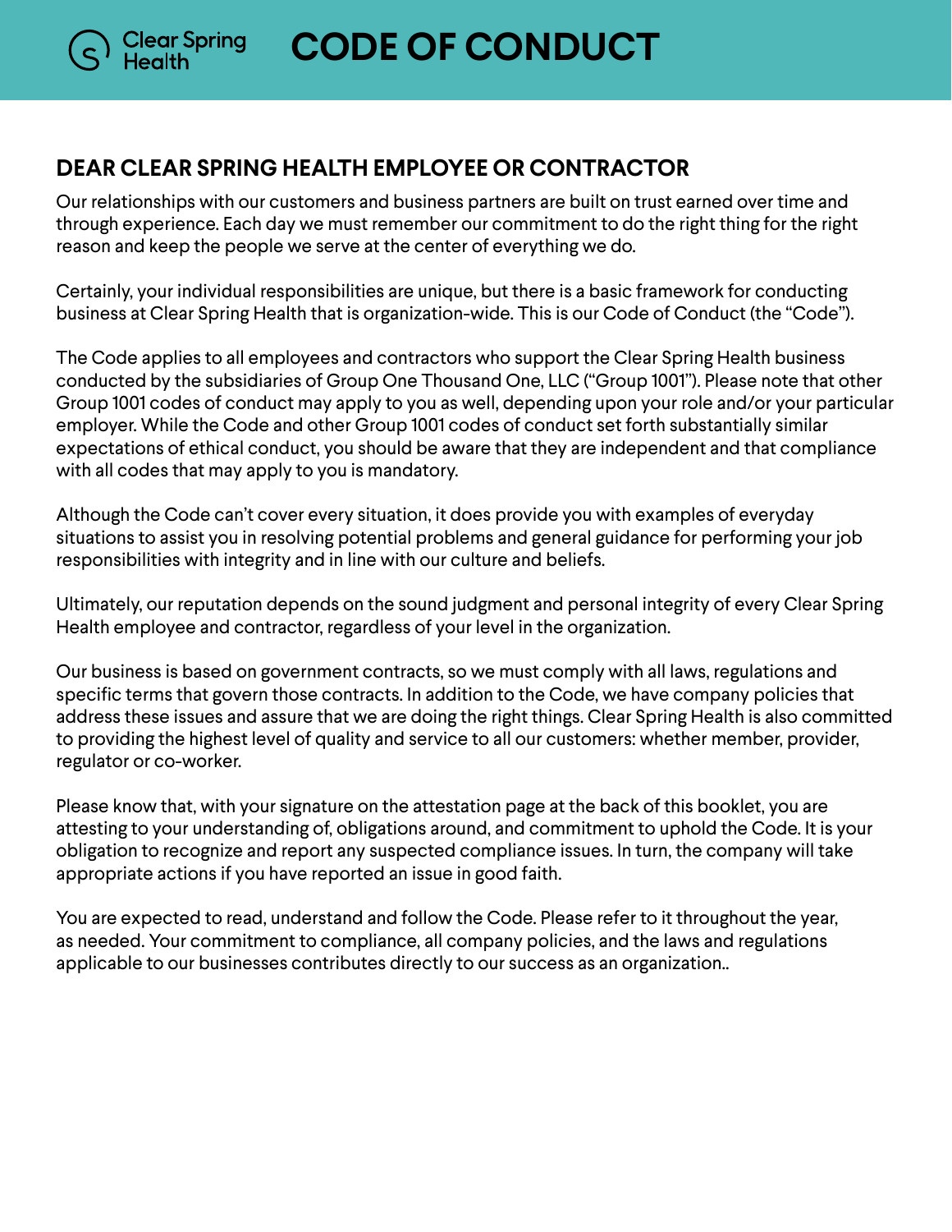Clear Spring Health

# CODE OF CONDUCT

## DEAR CLEAR SPRING HEALTH EMPLOYEE OR CONTRACTOR

Our relationships with our customers and business partners are built on trust earned over time and through experience. Each day we must remember our commitment to do the right thing for the right reason and keep the people we serve at the center of everything we do.

Certainly, your individual responsibilities are unique, but there is a basic framework for conducting business at Clear Spring Health that is organization-wide. This is our Code of Conduct (the "Code").

The Code applies to all employees and contractors who support the Clear Spring Health business conducted by the subsidiaries of Group One Thousand One, LLC ("Group 1001"). Please note that other Group 1001 codes of conduct may apply to you as well, depending upon your role and/or your particular employer. While the Code and other Group 1001 codes of conduct set forth substantially similar expectations of ethical conduct, you should be aware that they are independent and that compliance with all codes that may apply to you is mandatory.

Although the Code can't cover every situation, it does provide you with examples of everyday situations to assist you in resolving potential problems and general guidance for performing your job responsibilities with integrity and in line with our culture and beliefs.

Ultimately, our reputation depends on the sound judgment and personal integrity of every Clear Spring Health employee and contractor, regardless of your level in the organization.

Our business is based on government contracts, so we must comply with all laws, regulations and specific terms that govern those contracts. In addition to the Code, we have company policies that address these issues and assure that we are doing the right things. Clear Spring Health is also committed to providing the highest level of quality and service to all our customers: whether member, provider, regulator or co-worker.

Please know that, with your signature on the attestation page at the back of this booklet, you are attesting to your understanding of, obligations around, and commitment to uphold the Code. It is your obligation to recognize and report any suspected compliance issues. In turn, the company will take appropriate actions if you have reported an issue in good faith.

You are expected to read, understand and follow the Code. Please refer to it throughout the year, as needed. Your commitment to compliance, all company policies, and the laws and regulations applicable to our businesses contributes directly to our success as an organization..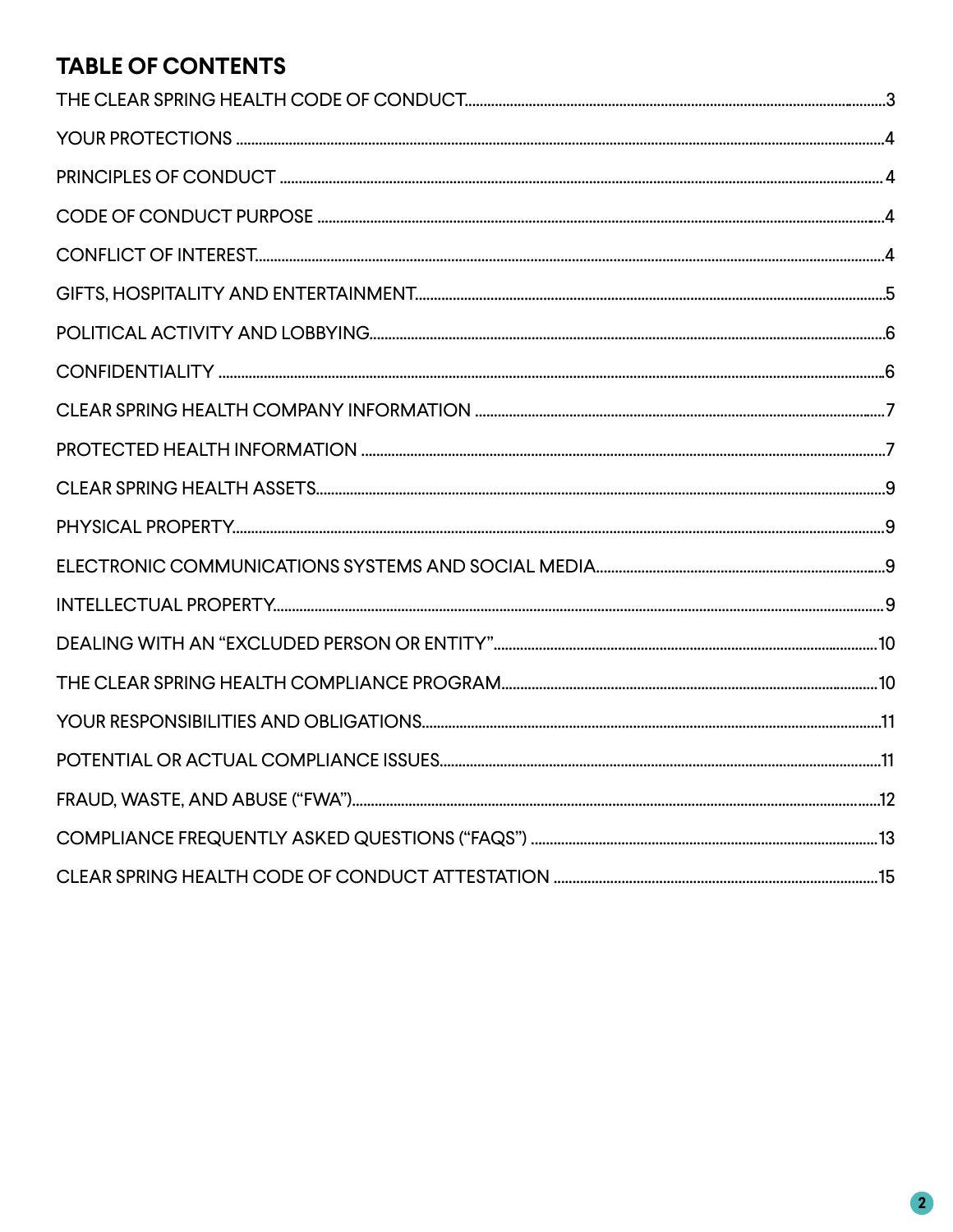## TABLE OF CONTENTS

THE CLEAR SPRING HEALTH CODE OF CONDUCT..........3

YOUR PROTECTIONS..........4

PRINCIPLES OF CONDUCT..........4

CODE OF CONDUCT PURPOSE..........4

CONFLICT OF INTEREST..........4

GIFTS, HOSPITALITY AND ENTERTAINMENT..........5

POLITICAL ACTIVITY AND LOBBYING..........6

CONFIDENTIALITY..........6

CLEAR SPRING HEALTH COMPANY INFORMATION..........7

PROTECTED HEALTH INFORMATION..........7

CLEAR SPRING HEALTH ASSETS..........9

PHYSICAL PROPERTY..........9

ELECTRONIC COMMUNICATIONS SYSTEMS AND SOCIAL MEDIA..........9

INTELLECTUAL PROPERTY..........9

DEALING WITH AN "EXCLUDED PERSON OR ENTITY"..........10

THE CLEAR SPRING HEALTH COMPLIANCE PROGRAM..........10

YOUR RESPONSIBILITIES AND OBLIGATIONS..........11

POTENTIAL OR ACTUAL COMPLIANCE ISSUES..........11

FRAUD, WASTE, AND ABUSE ("FWA")..........12

COMPLIANCE FREQUENTLY ASKED QUESTIONS ("FAQS")..........13

CLEAR SPRING HEALTH CODE OF CONDUCT ATTESTATION..........15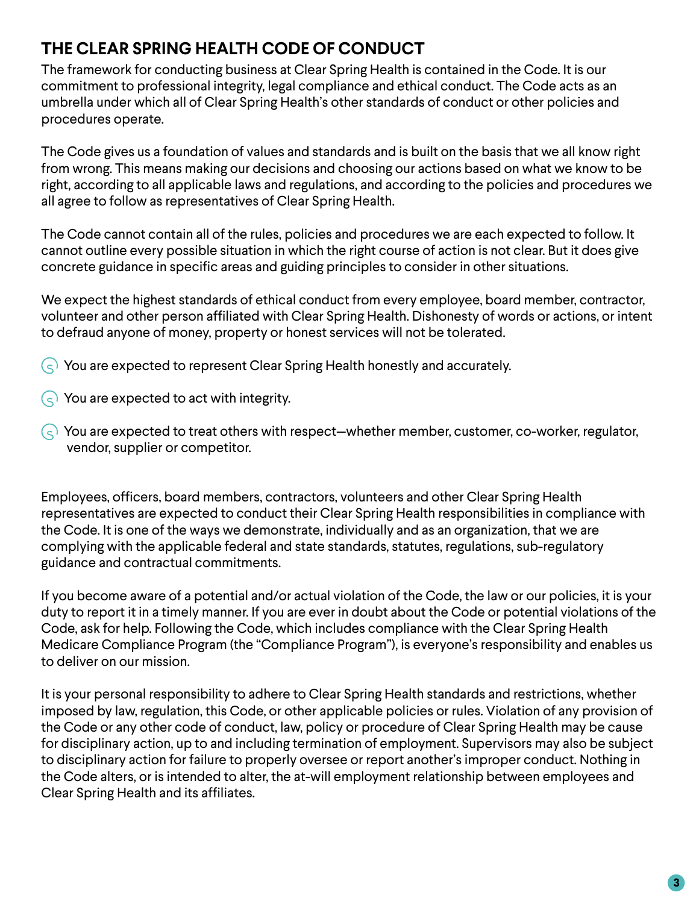## THE CLEAR SPRING HEALTH CODE OF CONDUCT

The framework for conducting business at Clear Spring Health is contained in the Code. It is our commitment to professional integrity, legal compliance and ethical conduct. The Code acts as an umbrella under which all of Clear Spring Health's other standards of conduct or other policies and procedures operate.

The Code gives us a foundation of values and standards and is built on the basis that we all know right from wrong. This means making our decisions and choosing our actions based on what we know to be right, according to all applicable laws and regulations, and according to the policies and procedures we all agree to follow as representatives of Clear Spring Health.

The Code cannot contain all of the rules, policies and procedures we are each expected to follow. It cannot outline every possible situation in which the right course of action is not clear. But it does give concrete guidance in specific areas and guiding principles to consider in other situations.

We expect the highest standards of ethical conduct from every employee, board member, contractor, volunteer and other person affiliated with Clear Spring Health. Dishonesty of words or actions, or intent to defraud anyone of money, property or honest services will not be tolerated.

- You are expected to represent Clear Spring Health honestly and accurately.
- You are expected to act with integrity.
- You are expected to treat others with respect—whether member, customer, co-worker, regulator, vendor, supplier or competitor.

Employees, officers, board members, contractors, volunteers and other Clear Spring Health representatives are expected to conduct their Clear Spring Health responsibilities in compliance with the Code. It is one of the ways we demonstrate, individually and as an organization, that we are complying with the applicable federal and state standards, statutes, regulations, sub-regulatory guidance and contractual commitments.

If you become aware of a potential and/or actual violation of the Code, the law or our policies, it is your duty to report it in a timely manner. If you are ever in doubt about the Code or potential violations of the Code, ask for help. Following the Code, which includes compliance with the Clear Spring Health Medicare Compliance Program (the "Compliance Program"), is everyone's responsibility and enables us to deliver on our mission.

It is your personal responsibility to adhere to Clear Spring Health standards and restrictions, whether imposed by law, regulation, this Code, or other applicable policies or rules. Violation of any provision of the Code or any other code of conduct, law, policy or procedure of Clear Spring Health may be cause for disciplinary action, up to and including termination of employment. Supervisors may also be subject to disciplinary action for failure to properly oversee or report another's improper conduct. Nothing in the Code alters, or is intended to alter, the at-will employment relationship between employees and Clear Spring Health and its affiliates.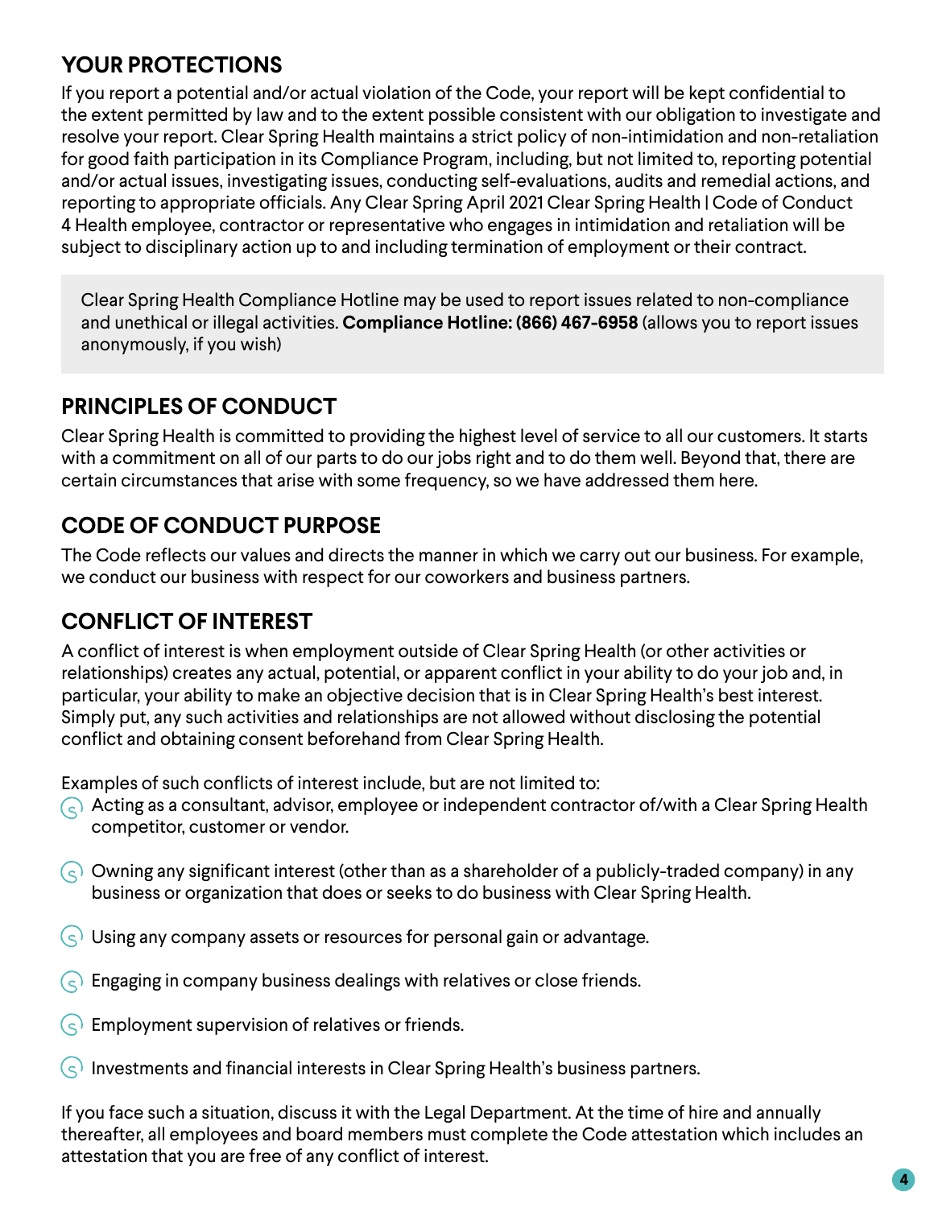## YOUR PROTECTIONS

If you report a potential and/or actual violation of the Code, your report will be kept confidential to the extent permitted by law and to the extent possible consistent with our obligation to investigate and resolve your report. Clear Spring Health maintains a strict policy of non-intimidation and non-retaliation for good faith participation in its Compliance Program, including, but not limited to, reporting potential and/or actual issues, investigating issues, conducting self-evaluations, audits and remedial actions, and reporting to appropriate officials. Any Clear Spring April 2021 Clear Spring Health | Code of Conduct 4 Health employee, contractor or representative who engages in intimidation and retaliation will be subject to disciplinary action up to and including termination of employment or their contract.

Clear Spring Health Compliance Hotline may be used to report issues related to non-compliance and unethical or illegal activities. **Compliance Hotline: (866) 467-6958** (allows you to report issues anonymously, if you wish)

## PRINCIPLES OF CONDUCT

Clear Spring Health is committed to providing the highest level of service to all our customers. It starts with a commitment on all of our parts to do our jobs right and to do them well. Beyond that, there are certain circumstances that arise with some frequency, so we have addressed them here.

## CODE OF CONDUCT PURPOSE

The Code reflects our values and directs the manner in which we carry out our business. For example, we conduct our business with respect for our coworkers and business partners.

## CONFLICT OF INTEREST

A conflict of interest is when employment outside of Clear Spring Health (or other activities or relationships) creates any actual, potential, or apparent conflict in your ability to do your job and, in particular, your ability to make an objective decision that is in Clear Spring Health's best interest. Simply put, any such activities and relationships are not allowed without disclosing the potential conflict and obtaining consent beforehand from Clear Spring Health.

Examples of such conflicts of interest include, but are not limited to:

- Acting as a consultant, advisor, employee or independent contractor of/with a Clear Spring Health competitor, customer or vendor.
- Owning any significant interest (other than as a shareholder of a publicly-traded company) in any business or organization that does or seeks to do business with Clear Spring Health.
- Using any company assets or resources for personal gain or advantage.
- Engaging in company business dealings with relatives or close friends.
- Employment supervision of relatives or friends.
- Investments and financial interests in Clear Spring Health's business partners.

If you face such a situation, discuss it with the Legal Department. At the time of hire and annually thereafter, all employees and board members must complete the Code attestation which includes an attestation that you are free of any conflict of interest.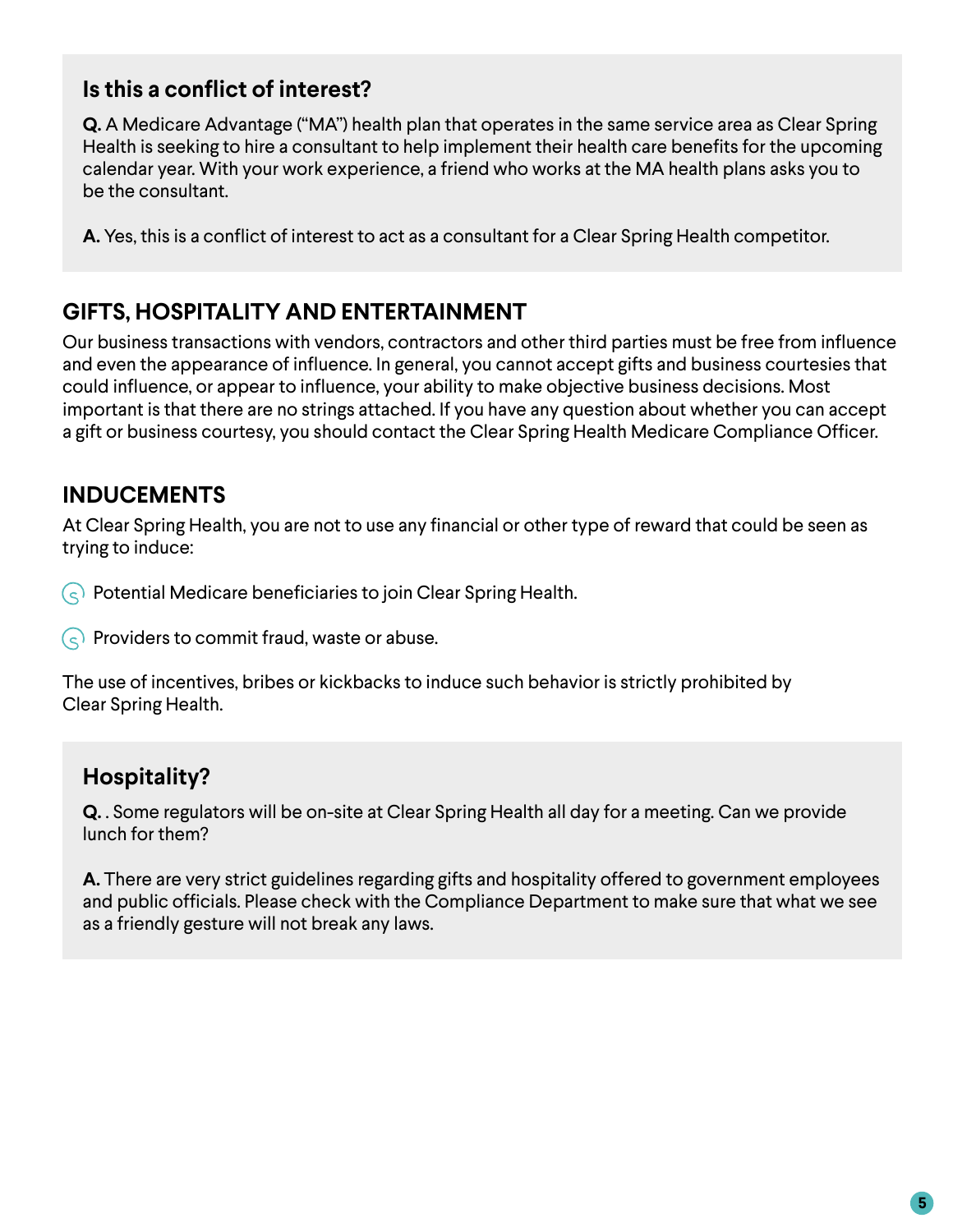### Is this a conflict of interest?

**Q.** A Medicare Advantage ("MA") health plan that operates in the same service area as Clear Spring Health is seeking to hire a consultant to help implement their health care benefits for the upcoming calendar year. With your work experience, a friend who works at the MA health plans asks you to be the consultant.

**A.** Yes, this is a conflict of interest to act as a consultant for a Clear Spring Health competitor.

## GIFTS, HOSPITALITY AND ENTERTAINMENT

Our business transactions with vendors, contractors and other third parties must be free from influence and even the appearance of influence. In general, you cannot accept gifts and business courtesies that could influence, or appear to influence, your ability to make objective business decisions. Most important is that there are no strings attached. If you have any question about whether you can accept a gift or business courtesy, you should contact the Clear Spring Health Medicare Compliance Officer.

## INDUCEMENTS

At Clear Spring Health, you are not to use any financial or other type of reward that could be seen as trying to induce:

- Potential Medicare beneficiaries to join Clear Spring Health.
- Providers to commit fraud, waste or abuse.

The use of incentives, bribes or kickbacks to induce such behavior is strictly prohibited by Clear Spring Health.

### Hospitality?

**Q.** . Some regulators will be on-site at Clear Spring Health all day for a meeting. Can we provide lunch for them?

**A.** There are very strict guidelines regarding gifts and hospitality offered to government employees and public officials. Please check with the Compliance Department to make sure that what we see as a friendly gesture will not break any laws.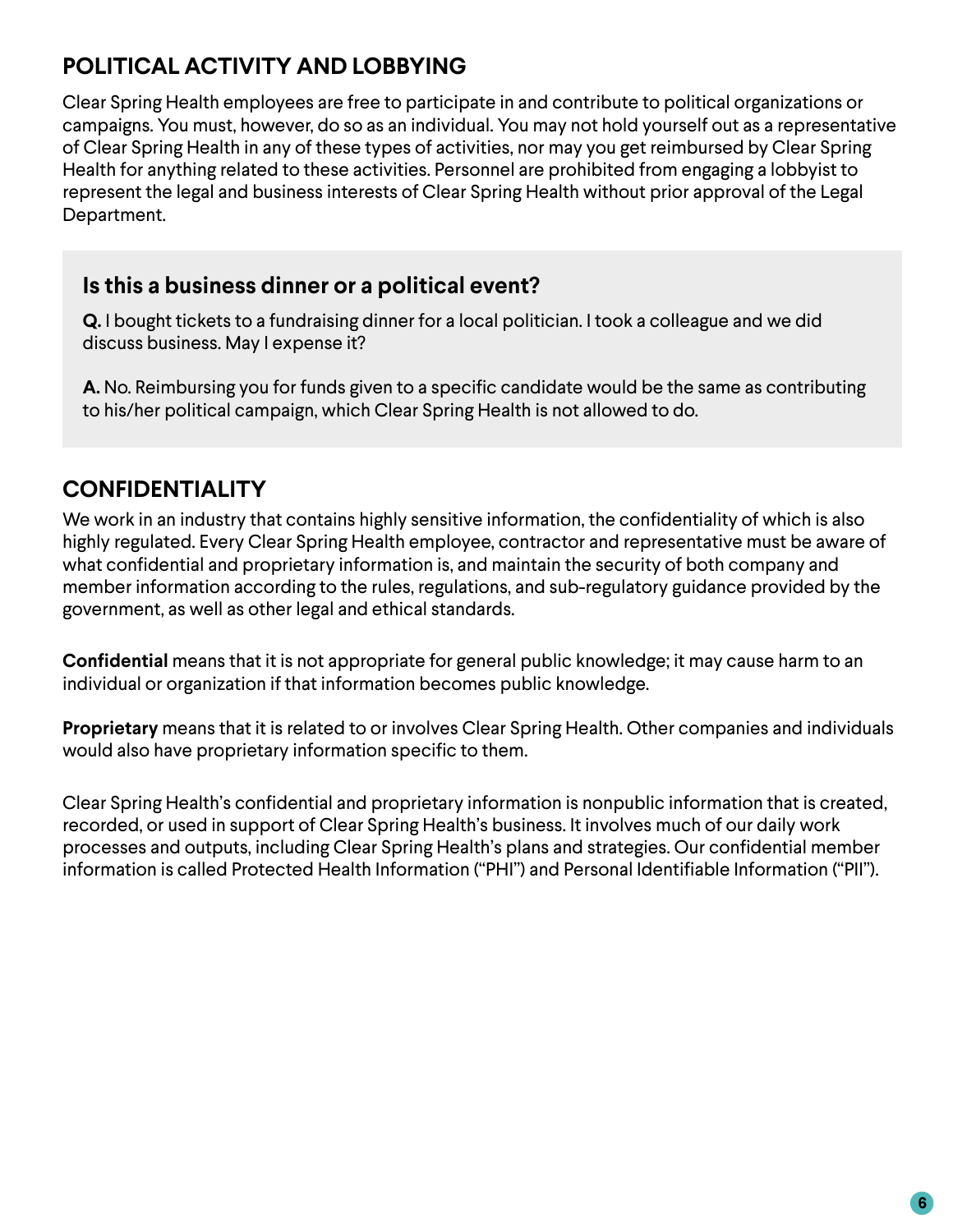## POLITICAL ACTIVITY AND LOBBYING

Clear Spring Health employees are free to participate in and contribute to political organizations or campaigns. You must, however, do so as an individual. You may not hold yourself out as a representative of Clear Spring Health in any of these types of activities, nor may you get reimbursed by Clear Spring Health for anything related to these activities. Personnel are prohibited from engaging a lobbyist to represent the legal and business interests of Clear Spring Health without prior approval of the Legal Department.

### Is this a business dinner or a political event?

**Q.** I bought tickets to a fundraising dinner for a local politician. I took a colleague and we did discuss business. May I expense it?

**A.** No. Reimbursing you for funds given to a specific candidate would be the same as contributing to his/her political campaign, which Clear Spring Health is not allowed to do.

## CONFIDENTIALITY

We work in an industry that contains highly sensitive information, the confidentiality of which is also highly regulated. Every Clear Spring Health employee, contractor and representative must be aware of what confidential and proprietary information is, and maintain the security of both company and member information according to the rules, regulations, and sub-regulatory guidance provided by the government, as well as other legal and ethical standards.

**Confidential** means that it is not appropriate for general public knowledge; it may cause harm to an individual or organization if that information becomes public knowledge.

**Proprietary** means that it is related to or involves Clear Spring Health. Other companies and individuals would also have proprietary information specific to them.

Clear Spring Health's confidential and proprietary information is nonpublic information that is created, recorded, or used in support of Clear Spring Health's business. It involves much of our daily work processes and outputs, including Clear Spring Health's plans and strategies. Our confidential member information is called Protected Health Information ("PHI") and Personal Identifiable Information ("PII").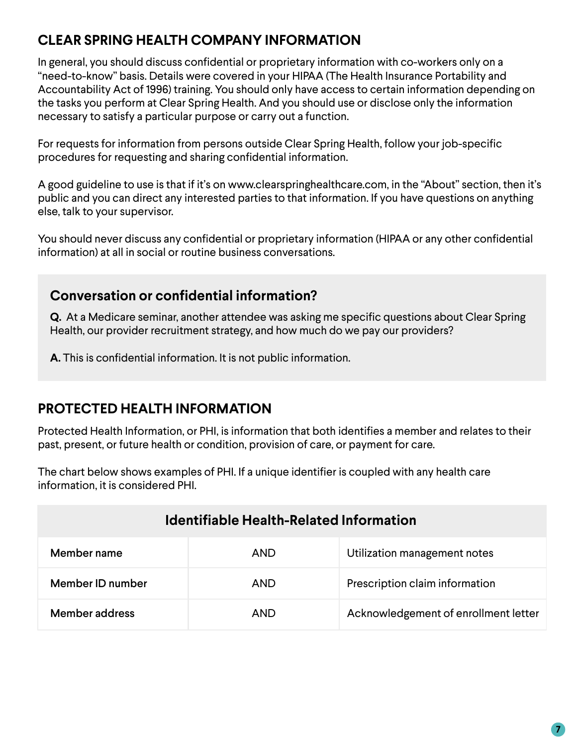## CLEAR SPRING HEALTH COMPANY INFORMATION

In general, you should discuss confidential or proprietary information with co-workers only on a "need-to-know" basis. Details were covered in your HIPAA (The Health Insurance Portability and Accountability Act of 1996) training. You should only have access to certain information depending on the tasks you perform at Clear Spring Health. And you should use or disclose only the information necessary to satisfy a particular purpose or carry out a function.

For requests for information from persons outside Clear Spring Health, follow your job-specific procedures for requesting and sharing confidential information.

A good guideline to use is that if it's on www.clearspringhealthcare.com, in the "About" section, then it's public and you can direct any interested parties to that information. If you have questions on anything else, talk to your supervisor.

You should never discuss any confidential or proprietary information (HIPAA or any other confidential information) at all in social or routine business conversations.

### Conversation or confidential information?

**Q.** At a Medicare seminar, another attendee was asking me specific questions about Clear Spring Health, our provider recruitment strategy, and how much do we pay our providers?

**A.** This is confidential information. It is not public information.

## PROTECTED HEALTH INFORMATION

Protected Health Information, or PHI, is information that both identifies a member and relates to their past, present, or future health or condition, provision of care, or payment for care.

The chart below shows examples of PHI. If a unique identifier is coupled with any health care information, it is considered PHI.

| Identifiable Health-Related Information | | |
|---|---|---|
| **Member name** | AND | Utilization management notes |
| **Member ID number** | AND | Prescription claim information |
| **Member address** | AND | Acknowledgement of enrollment letter |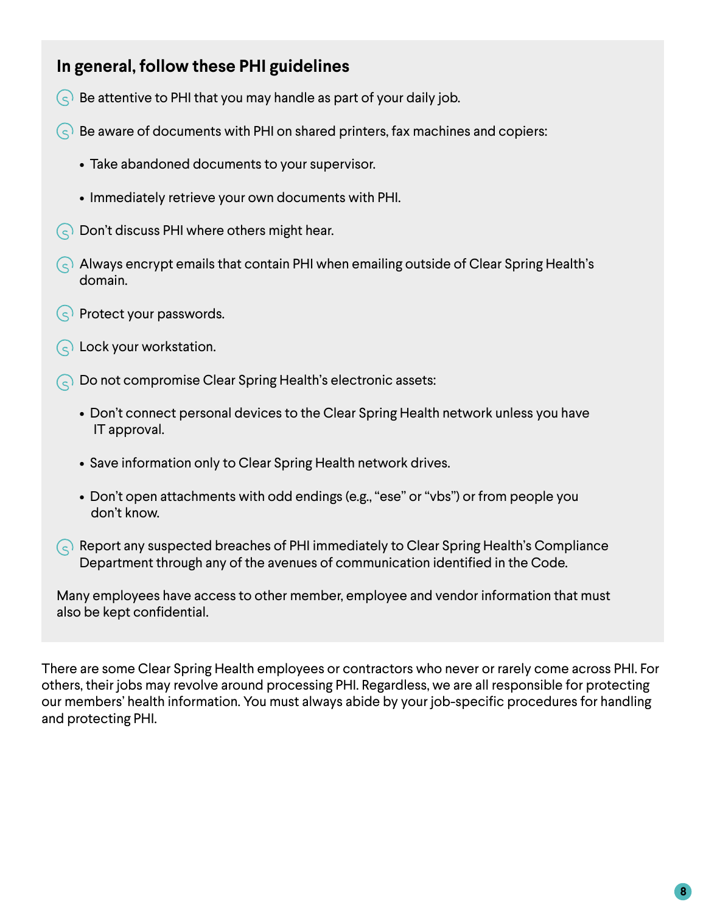### In general, follow these PHI guidelines

- Be attentive to PHI that you may handle as part of your daily job.
- Be aware of documents with PHI on shared printers, fax machines and copiers:
  - Take abandoned documents to your supervisor.
  - Immediately retrieve your own documents with PHI.
- Don't discuss PHI where others might hear.
- Always encrypt emails that contain PHI when emailing outside of Clear Spring Health's domain.
- Protect your passwords.
- Lock your workstation.
- Do not compromise Clear Spring Health's electronic assets:
  - Don't connect personal devices to the Clear Spring Health network unless you have IT approval.
  - Save information only to Clear Spring Health network drives.
  - Don't open attachments with odd endings (e.g., "ese" or "vbs") or from people you don't know.
- Report any suspected breaches of PHI immediately to Clear Spring Health's Compliance Department through any of the avenues of communication identified in the Code.

Many employees have access to other member, employee and vendor information that must also be kept confidential.

There are some Clear Spring Health employees or contractors who never or rarely come across PHI. For others, their jobs may revolve around processing PHI. Regardless, we are all responsible for protecting our members' health information. You must always abide by your job-specific procedures for handling and protecting PHI.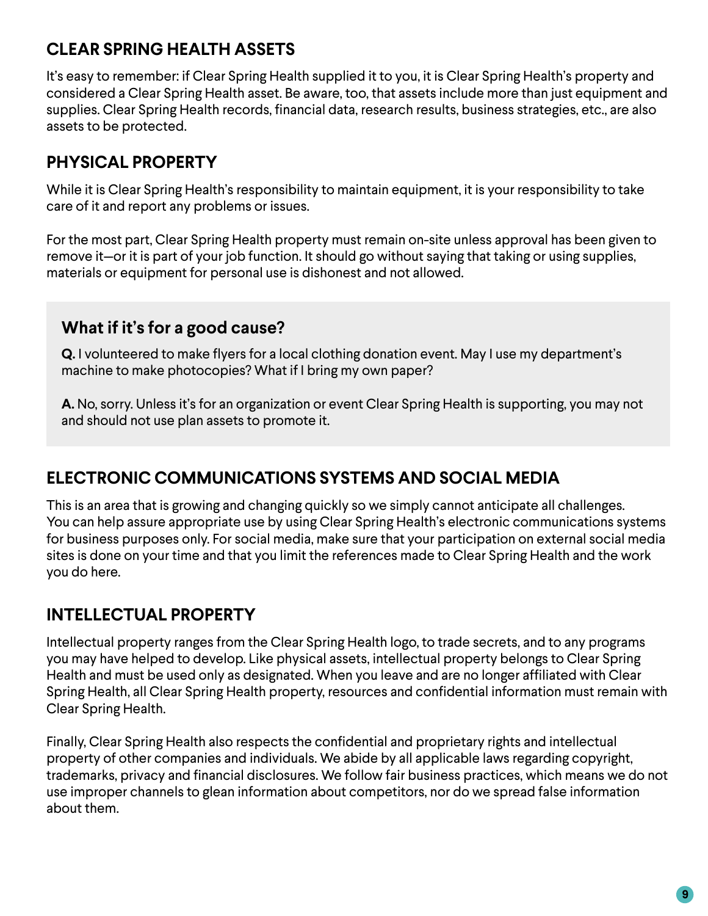## CLEAR SPRING HEALTH ASSETS

It's easy to remember: if Clear Spring Health supplied it to you, it is Clear Spring Health's property and considered a Clear Spring Health asset. Be aware, too, that assets include more than just equipment and supplies. Clear Spring Health records, financial data, research results, business strategies, etc., are also assets to be protected.

## PHYSICAL PROPERTY

While it is Clear Spring Health's responsibility to maintain equipment, it is your responsibility to take care of it and report any problems or issues.

For the most part, Clear Spring Health property must remain on-site unless approval has been given to remove it—or it is part of your job function. It should go without saying that taking or using supplies, materials or equipment for personal use is dishonest and not allowed.

### What if it's for a good cause?

**Q.** I volunteered to make flyers for a local clothing donation event. May I use my department's machine to make photocopies? What if I bring my own paper?

**A.** No, sorry. Unless it's for an organization or event Clear Spring Health is supporting, you may not and should not use plan assets to promote it.

## ELECTRONIC COMMUNICATIONS SYSTEMS AND SOCIAL MEDIA

This is an area that is growing and changing quickly so we simply cannot anticipate all challenges. You can help assure appropriate use by using Clear Spring Health's electronic communications systems for business purposes only. For social media, make sure that your participation on external social media sites is done on your time and that you limit the references made to Clear Spring Health and the work you do here.

## INTELLECTUAL PROPERTY

Intellectual property ranges from the Clear Spring Health logo, to trade secrets, and to any programs you may have helped to develop. Like physical assets, intellectual property belongs to Clear Spring Health and must be used only as designated. When you leave and are no longer affiliated with Clear Spring Health, all Clear Spring Health property, resources and confidential information must remain with Clear Spring Health.

Finally, Clear Spring Health also respects the confidential and proprietary rights and intellectual property of other companies and individuals. We abide by all applicable laws regarding copyright, trademarks, privacy and financial disclosures. We follow fair business practices, which means we do not use improper channels to glean information about competitors, nor do we spread false information about them.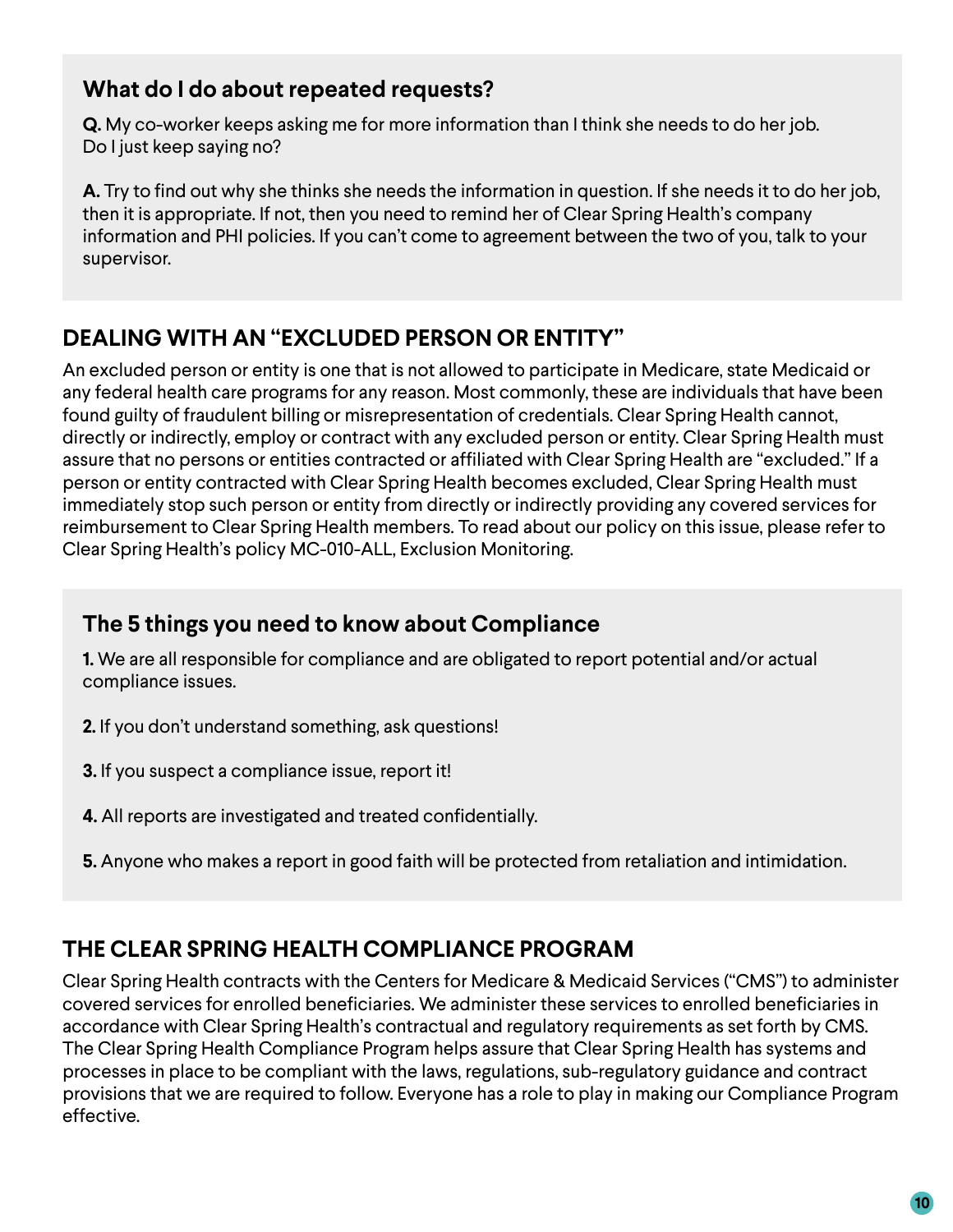### What do I do about repeated requests?

**Q.** My co-worker keeps asking me for more information than I think she needs to do her job. Do I just keep saying no?

**A.** Try to find out why she thinks she needs the information in question. If she needs it to do her job, then it is appropriate. If not, then you need to remind her of Clear Spring Health's company information and PHI policies. If you can't come to agreement between the two of you, talk to your supervisor.

## DEALING WITH AN "EXCLUDED PERSON OR ENTITY"

An excluded person or entity is one that is not allowed to participate in Medicare, state Medicaid or any federal health care programs for any reason. Most commonly, these are individuals that have been found guilty of fraudulent billing or misrepresentation of credentials. Clear Spring Health cannot, directly or indirectly, employ or contract with any excluded person or entity. Clear Spring Health must assure that no persons or entities contracted or affiliated with Clear Spring Health are "excluded." If a person or entity contracted with Clear Spring Health becomes excluded, Clear Spring Health must immediately stop such person or entity from directly or indirectly providing any covered services for reimbursement to Clear Spring Health members. To read about our policy on this issue, please refer to Clear Spring Health's policy MC-010-ALL, Exclusion Monitoring.

### The 5 things you need to know about Compliance

**1.** We are all responsible for compliance and are obligated to report potential and/or actual compliance issues.

**2.** If you don't understand something, ask questions!

**3.** If you suspect a compliance issue, report it!

**4.** All reports are investigated and treated confidentially.

**5.** Anyone who makes a report in good faith will be protected from retaliation and intimidation.

## THE CLEAR SPRING HEALTH COMPLIANCE PROGRAM

Clear Spring Health contracts with the Centers for Medicare & Medicaid Services ("CMS") to administer covered services for enrolled beneficiaries. We administer these services to enrolled beneficiaries in accordance with Clear Spring Health's contractual and regulatory requirements as set forth by CMS. The Clear Spring Health Compliance Program helps assure that Clear Spring Health has systems and processes in place to be compliant with the laws, regulations, sub-regulatory guidance and contract provisions that we are required to follow. Everyone has a role to play in making our Compliance Program effective.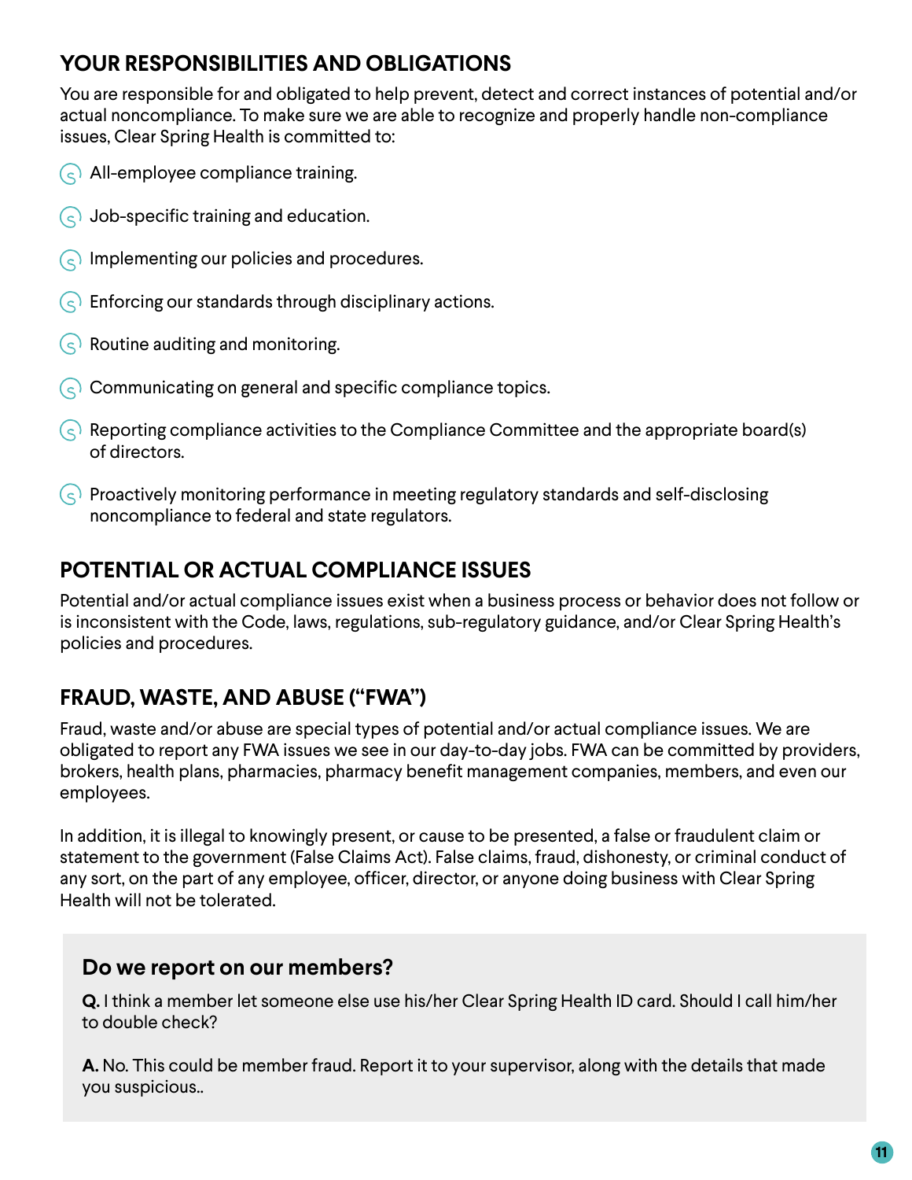## YOUR RESPONSIBILITIES AND OBLIGATIONS

You are responsible for and obligated to help prevent, detect and correct instances of potential and/or actual noncompliance. To make sure we are able to recognize and properly handle non-compliance issues, Clear Spring Health is committed to:

- All-employee compliance training.
- Job-specific training and education.
- Implementing our policies and procedures.
- Enforcing our standards through disciplinary actions.
- Routine auditing and monitoring.
- Communicating on general and specific compliance topics.
- Reporting compliance activities to the Compliance Committee and the appropriate board(s) of directors.
- Proactively monitoring performance in meeting regulatory standards and self-disclosing noncompliance to federal and state regulators.

## POTENTIAL OR ACTUAL COMPLIANCE ISSUES

Potential and/or actual compliance issues exist when a business process or behavior does not follow or is inconsistent with the Code, laws, regulations, sub-regulatory guidance, and/or Clear Spring Health's policies and procedures.

## FRAUD, WASTE, AND ABUSE ("FWA")

Fraud, waste and/or abuse are special types of potential and/or actual compliance issues. We are obligated to report any FWA issues we see in our day-to-day jobs. FWA can be committed by providers, brokers, health plans, pharmacies, pharmacy benefit management companies, members, and even our employees.

In addition, it is illegal to knowingly present, or cause to be presented, a false or fraudulent claim or statement to the government (False Claims Act). False claims, fraud, dishonesty, or criminal conduct of any sort, on the part of any employee, officer, director, or anyone doing business with Clear Spring Health will not be tolerated.

### Do we report on our members?

**Q.** I think a member let someone else use his/her Clear Spring Health ID card. Should I call him/her to double check?

**A.** No. This could be member fraud. Report it to your supervisor, along with the details that made you suspicious..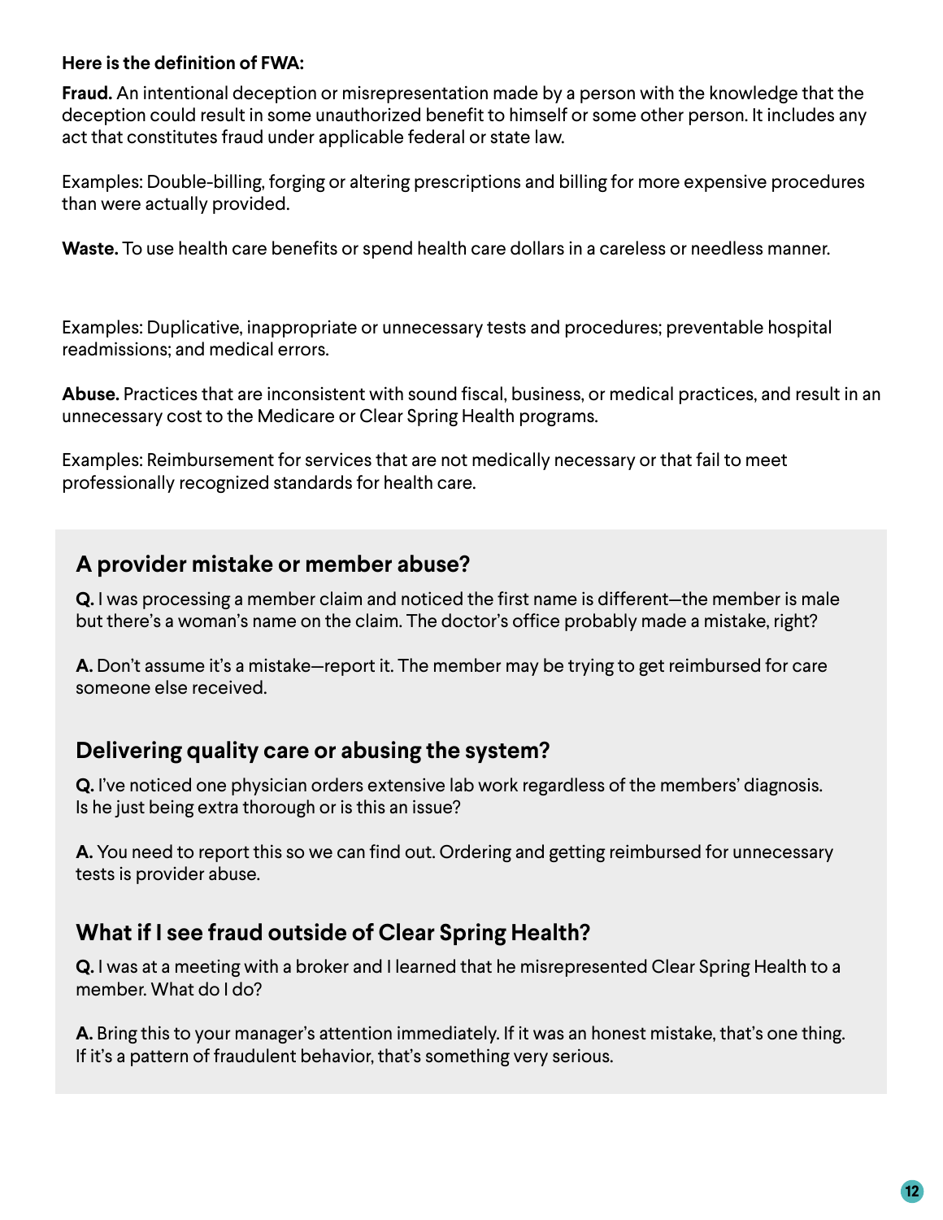**Here is the definition of FWA:**

**Fraud.** An intentional deception or misrepresentation made by a person with the knowledge that the deception could result in some unauthorized benefit to himself or some other person. It includes any act that constitutes fraud under applicable federal or state law.

Examples: Double-billing, forging or altering prescriptions and billing for more expensive procedures than were actually provided.

**Waste.** To use health care benefits or spend health care dollars in a careless or needless manner.

Examples: Duplicative, inappropriate or unnecessary tests and procedures; preventable hospital readmissions; and medical errors.

**Abuse.** Practices that are inconsistent with sound fiscal, business, or medical practices, and result in an unnecessary cost to the Medicare or Clear Spring Health programs.

Examples: Reimbursement for services that are not medically necessary or that fail to meet professionally recognized standards for health care.

## A provider mistake or member abuse?

**Q.** I was processing a member claim and noticed the first name is different—the member is male but there's a woman's name on the claim. The doctor's office probably made a mistake, right?

**A.** Don't assume it's a mistake—report it. The member may be trying to get reimbursed for care someone else received.

## Delivering quality care or abusing the system?

**Q.** I've noticed one physician orders extensive lab work regardless of the members' diagnosis. Is he just being extra thorough or is this an issue?

**A.** You need to report this so we can find out. Ordering and getting reimbursed for unnecessary tests is provider abuse.

## What if I see fraud outside of Clear Spring Health?

**Q.** I was at a meeting with a broker and I learned that he misrepresented Clear Spring Health to a member. What do I do?

**A.** Bring this to your manager's attention immediately. If it was an honest mistake, that's one thing. If it's a pattern of fraudulent behavior, that's something very serious.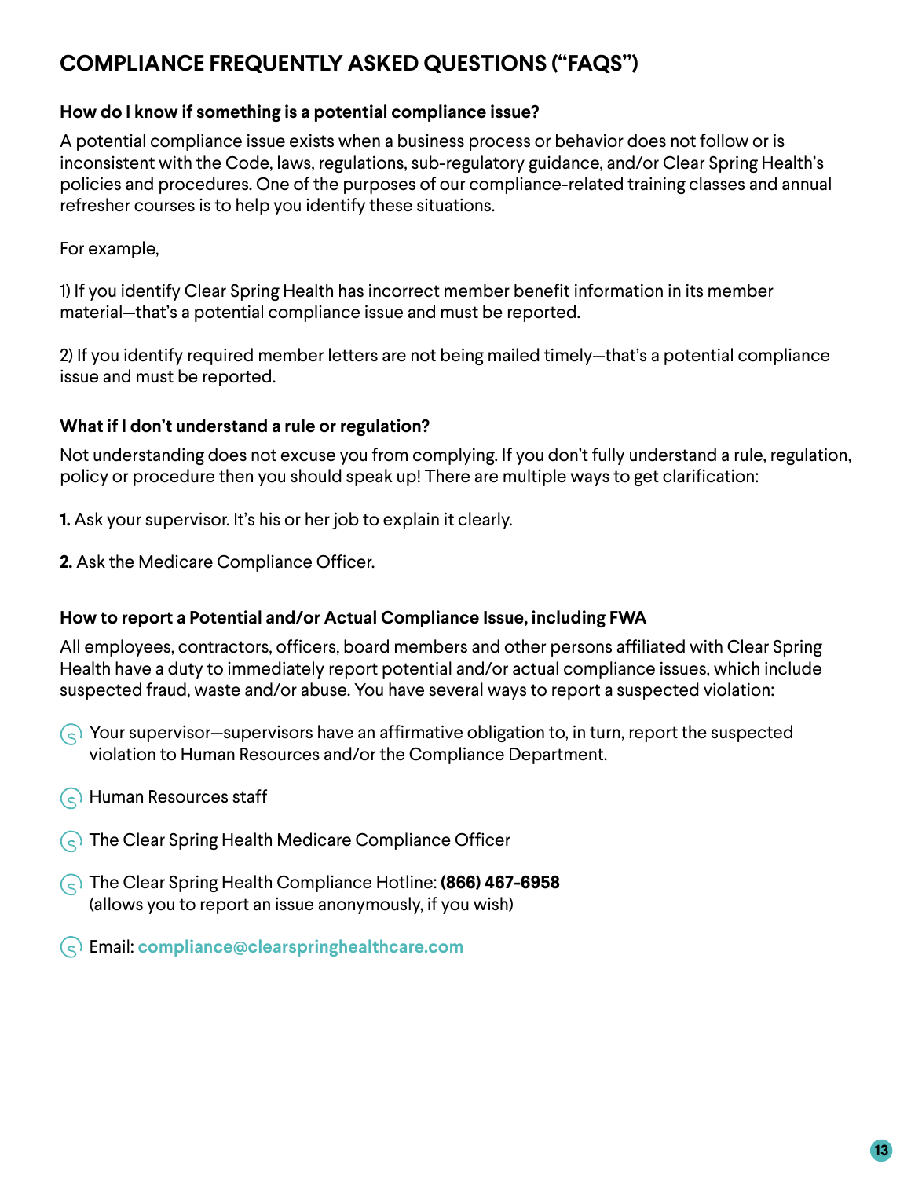## COMPLIANCE FREQUENTLY ASKED QUESTIONS ("FAQS")

**How do I know if something is a potential compliance issue?**

A potential compliance issue exists when a business process or behavior does not follow or is inconsistent with the Code, laws, regulations, sub-regulatory guidance, and/or Clear Spring Health's policies and procedures. One of the purposes of our compliance-related training classes and annual refresher courses is to help you identify these situations.

For example,

1) If you identify Clear Spring Health has incorrect member benefit information in its member material—that's a potential compliance issue and must be reported.

2) If you identify required member letters are not being mailed timely—that's a potential compliance issue and must be reported.

**What if I don't understand a rule or regulation?**

Not understanding does not excuse you from complying. If you don't fully understand a rule, regulation, policy or procedure then you should speak up! There are multiple ways to get clarification:

**1.** Ask your supervisor. It's his or her job to explain it clearly.

**2.** Ask the Medicare Compliance Officer.

**How to report a Potential and/or Actual Compliance Issue, including FWA**

All employees, contractors, officers, board members and other persons affiliated with Clear Spring Health have a duty to immediately report potential and/or actual compliance issues, which include suspected fraud, waste and/or abuse. You have several ways to report a suspected violation:

- Your supervisor—supervisors have an affirmative obligation to, in turn, report the suspected violation to Human Resources and/or the Compliance Department.
- Human Resources staff
- The Clear Spring Health Medicare Compliance Officer
- The Clear Spring Health Compliance Hotline: **(866) 467-6958** (allows you to report an issue anonymously, if you wish)
- Email: **compliance@clearspringhealthcare.com**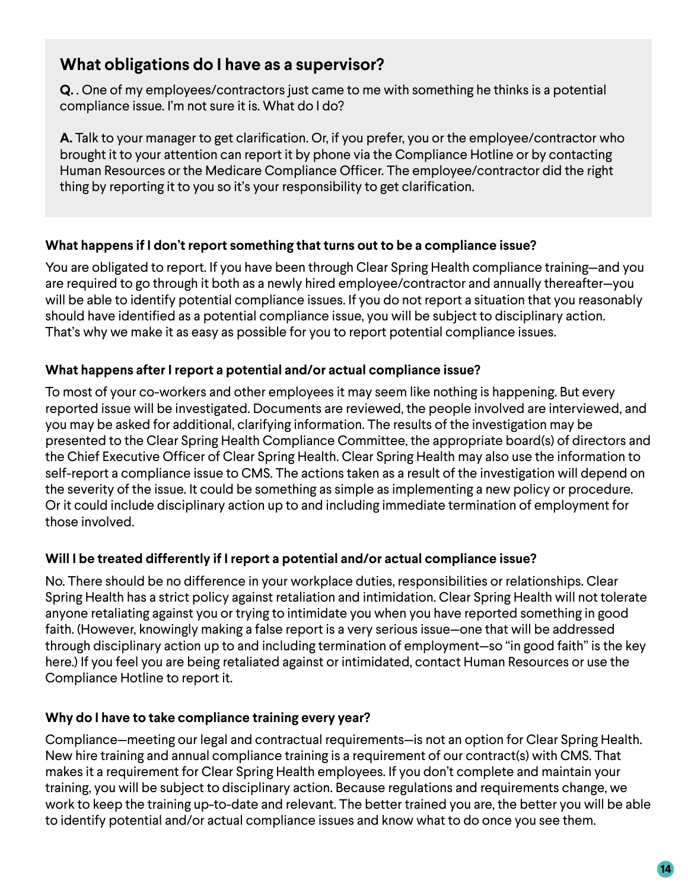## What obligations do I have as a supervisor?

**Q.** . One of my employees/contractors just came to me with something he thinks is a potential compliance issue. I'm not sure it is. What do I do?

**A.** Talk to your manager to get clarification. Or, if you prefer, you or the employee/contractor who brought it to your attention can report it by phone via the Compliance Hotline or by contacting Human Resources or the Medicare Compliance Officer. The employee/contractor did the right thing by reporting it to you so it's your responsibility to get clarification.

**What happens if I don't report something that turns out to be a compliance issue?**

You are obligated to report. If you have been through Clear Spring Health compliance training—and you are required to go through it both as a newly hired employee/contractor and annually thereafter—you will be able to identify potential compliance issues. If you do not report a situation that you reasonably should have identified as a potential compliance issue, you will be subject to disciplinary action. That's why we make it as easy as possible for you to report potential compliance issues.

**What happens after I report a potential and/or actual compliance issue?**

To most of your co-workers and other employees it may seem like nothing is happening. But every reported issue will be investigated. Documents are reviewed, the people involved are interviewed, and you may be asked for additional, clarifying information. The results of the investigation may be presented to the Clear Spring Health Compliance Committee, the appropriate board(s) of directors and the Chief Executive Officer of Clear Spring Health. Clear Spring Health may also use the information to self-report a compliance issue to CMS. The actions taken as a result of the investigation will depend on the severity of the issue. It could be something as simple as implementing a new policy or procedure. Or it could include disciplinary action up to and including immediate termination of employment for those involved.

**Will I be treated differently if I report a potential and/or actual compliance issue?**

No. There should be no difference in your workplace duties, responsibilities or relationships. Clear Spring Health has a strict policy against retaliation and intimidation. Clear Spring Health will not tolerate anyone retaliating against you or trying to intimidate you when you have reported something in good faith. (However, knowingly making a false report is a very serious issue—one that will be addressed through disciplinary action up to and including termination of employment—so "in good faith" is the key here.) If you feel you are being retaliated against or intimidated, contact Human Resources or use the Compliance Hotline to report it.

**Why do I have to take compliance training every year?**

Compliance—meeting our legal and contractual requirements—is not an option for Clear Spring Health. New hire training and annual compliance training is a requirement of our contract(s) with CMS. That makes it a requirement for Clear Spring Health employees. If you don't complete and maintain your training, you will be subject to disciplinary action. Because regulations and requirements change, we work to keep the training up-to-date and relevant. The better trained you are, the better you will be able to identify potential and/or actual compliance issues and know what to do once you see them.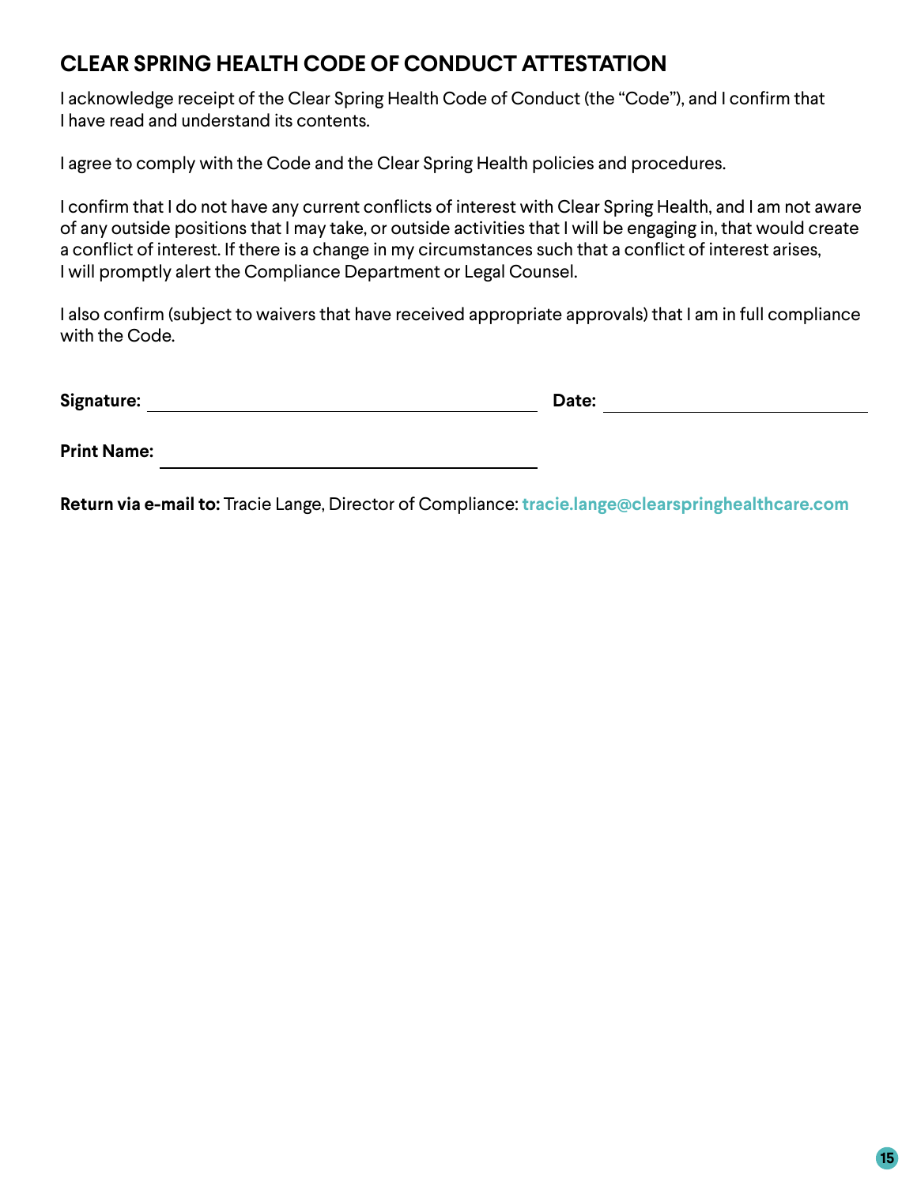## CLEAR SPRING HEALTH CODE OF CONDUCT ATTESTATION

I acknowledge receipt of the Clear Spring Health Code of Conduct (the "Code"), and I confirm that I have read and understand its contents.

I agree to comply with the Code and the Clear Spring Health policies and procedures.

I confirm that I do not have any current conflicts of interest with Clear Spring Health, and I am not aware of any outside positions that I may take, or outside activities that I will be engaging in, that would create a conflict of interest. If there is a change in my circumstances such that a conflict of interest arises, I will promptly alert the Compliance Department or Legal Counsel.

I also confirm (subject to waivers that have received appropriate approvals) that I am in full compliance with the Code.

**Signature:** ______________________________ **Date:** ____________________

**Print Name:** ______________________________

**Return via e-mail to:** Tracie Lange, Director of Compliance: **tracie.lange@clearspringhealthcare.com**